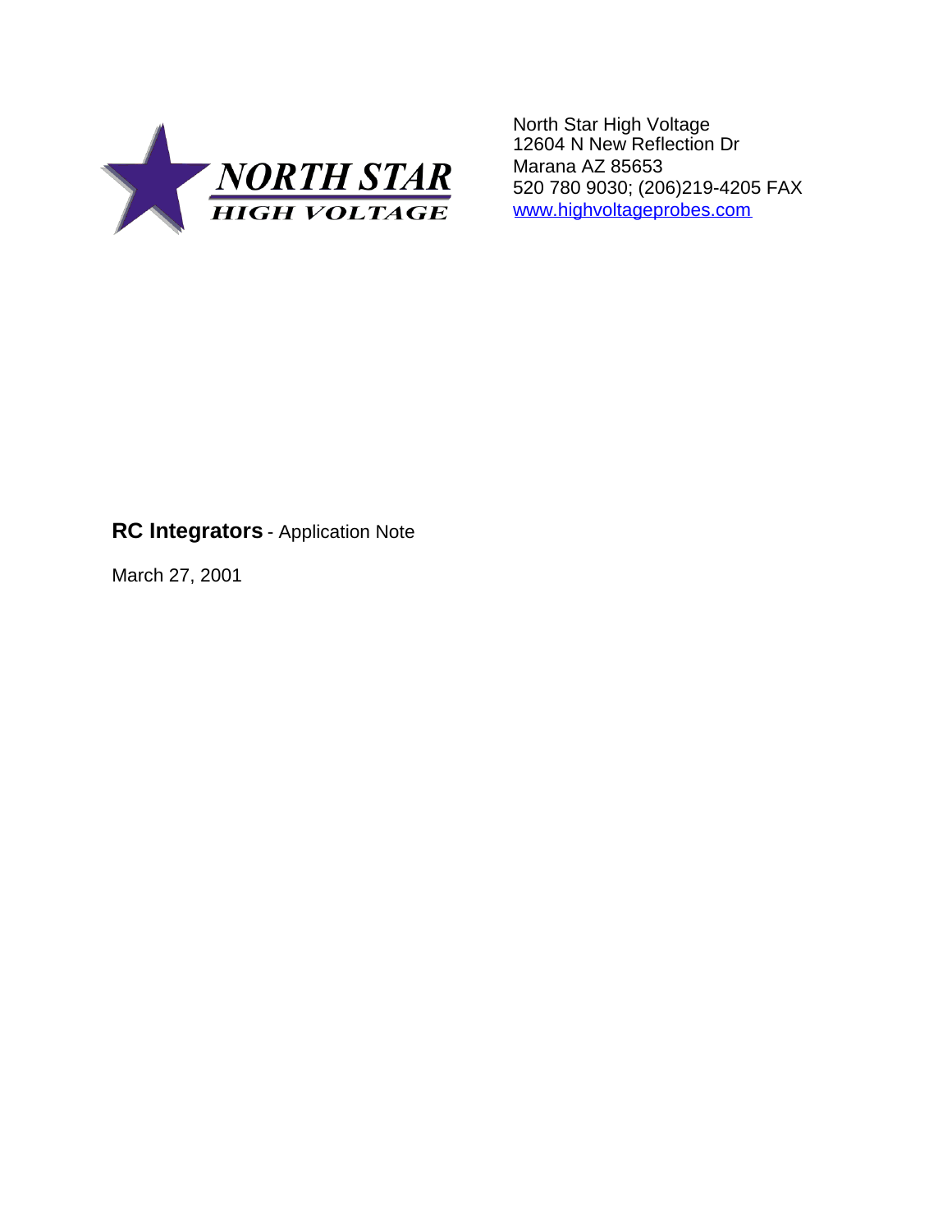NORTH STAR
HIGH VOLTAGE

North Star High Voltage
12604 N New Reflection Dr
Marana AZ 85653
520 780 9030; (206)219-4205 FAX
[www.highvoltageprobes.com](http://www.highvoltageprobes.com)

# **RC Integrators** - Application Note

March 27, 2001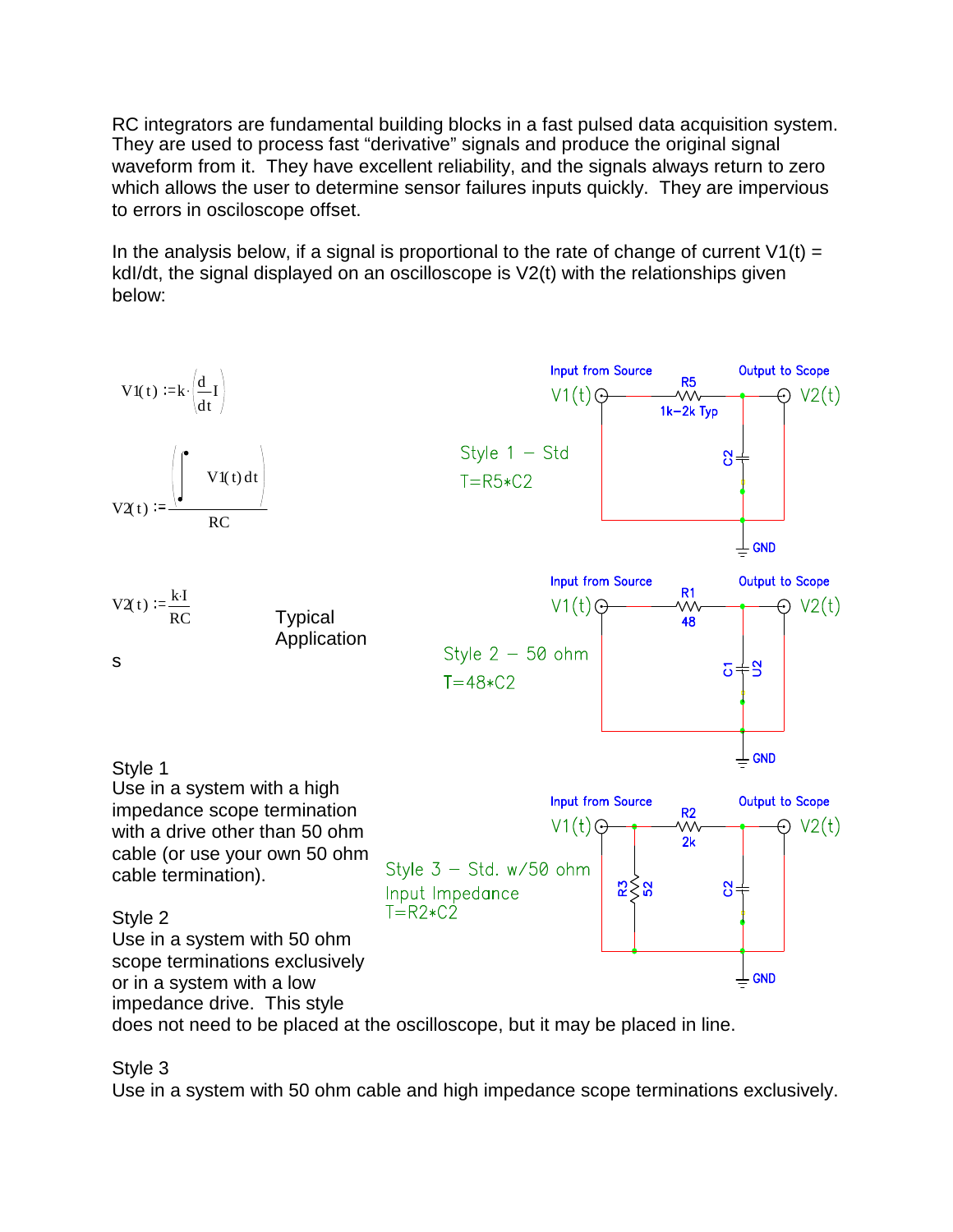RC integrators are fundamental building blocks in a fast pulsed data acquisition system. They are used to process fast "derivative" signals and produce the original signal waveform from it. They have excellent reliability, and the signals always return to zero which allows the user to determine sensor failures inputs quickly. They are impervious to errors in osciloscope offset.

In the analysis below, if a signal is proportional to the rate of change of current V1(t) = kdI/dt, the signal displayed on an oscilloscope is V2(t) with the relationships given below:

$$V1(t) := k \cdot \left(\frac{d}{dt} I\right)$$

$$V2(t) := \frac{\left| \int V1(t)\, dt \right|}{RC}$$

$$V2(t) := \frac{k \cdot I}{RC}$$

s

Typical Application

Input from Source V1(t) — R5 1k–2k Typ — Output to Scope V2(t); C2; GND

Style 1 – Std

T=R5*C2

Input from Source V1(t) — R1 48 — Output to Scope V2(t); C1, U2; GND

Style 2 – 50 ohm

T=48*C2

Input from Source V1(t) — R2 2k — Output to Scope V2(t); R3 52; C2; GND

Style 3 – Std. w/50 ohm Input Impedance

T=R2*C2

Style 1
Use in a system with a high impedance scope termination with a drive other than 50 ohm cable (or use your own 50 ohm cable termination).

Style 2
Use in a system with 50 ohm scope terminations exclusively or in a system with a low impedance drive. This style does not need to be placed at the oscilloscope, but it may be placed in line.

Style 3
Use in a system with 50 ohm cable and high impedance scope terminations exclusively.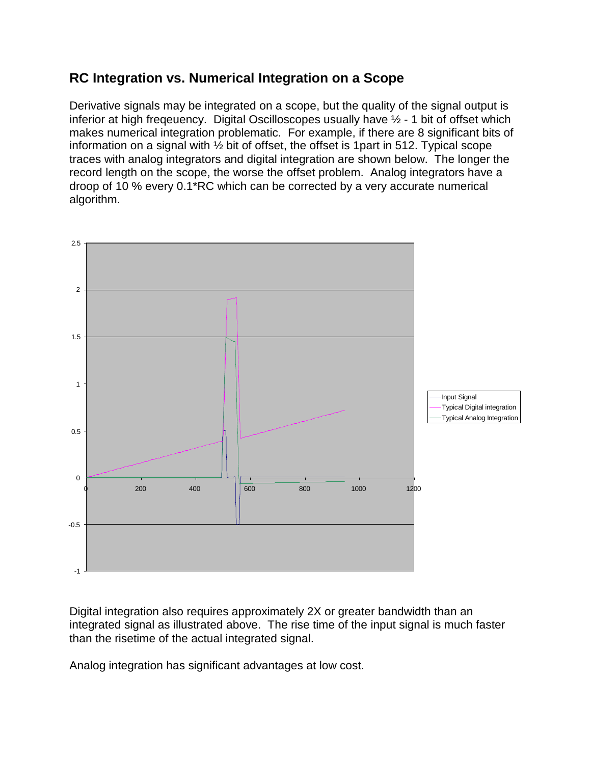## RC Integration vs. Numerical Integration on a Scope

Derivative signals may be integrated on a scope, but the quality of the signal output is inferior at high freqeuency. Digital Oscilloscopes usually have ½ - 1 bit of offset which makes numerical integration problematic. For example, if there are 8 significant bits of information on a signal with ½ bit of offset, the offset is 1part in 512. Typical scope traces with analog integrators and digital integration are shown below. The longer the record length on the scope, the worse the offset problem. Analog integrators have a droop of 10 % every 0.1*RC which can be corrected by a very accurate numerical algorithm.

2.5
2
1.5
1
0.5
0
-0.5
-1

0
200
400
600
800
1000
1200

Input Signal
Typical Digital integration
Typical Analog Integration

Digital integration also requires approximately 2X or greater bandwidth than an integrated signal as illustrated above. The rise time of the input signal is much faster than the risetime of the actual integrated signal.

Analog integration has significant advantages at low cost.